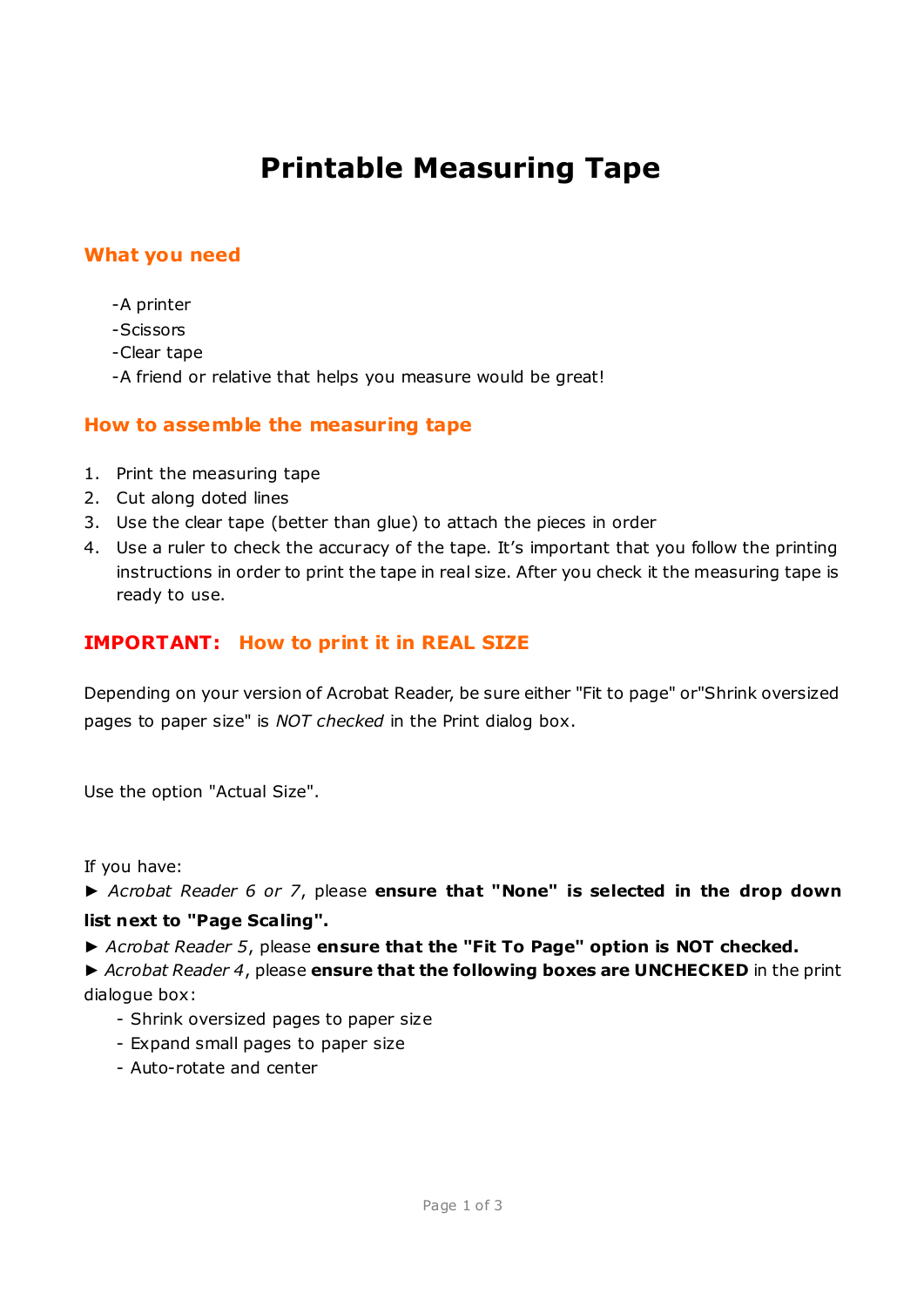# Printable Measuring Tape

## What you need

- -A printer
- -Scissors
- -Clear tape
- -A friend or relative that helps you measure would be great!

## How to assemble the measuring tape

1. Print the measuring tape
2. Cut along doted lines
3. Use the clear tape (better than glue) to attach the pieces in order
4. Use a ruler to check the accuracy of the tape. It's important that you follow the printing instructions in order to print the tape in real size. After you check it the measuring tape is ready to use.

## IMPORTANT: How to print it in REAL SIZE

Depending on your version of Acrobat Reader, be sure either "Fit to page" or"Shrink oversized pages to paper size" is *NOT checked* in the Print dialog box.

Use the option "Actual Size".

If you have:

► *Acrobat Reader 6 or 7*, please **ensure that "None" is selected in the drop down list next to "Page Scaling".**

► *Acrobat Reader 5*, please **ensure that the "Fit To Page" option is NOT checked.**

► *Acrobat Reader 4*, please **ensure that the following boxes are UNCHECKED** in the print dialogue box:

- Shrink oversized pages to paper size
- Expand small pages to paper size
- Auto-rotate and center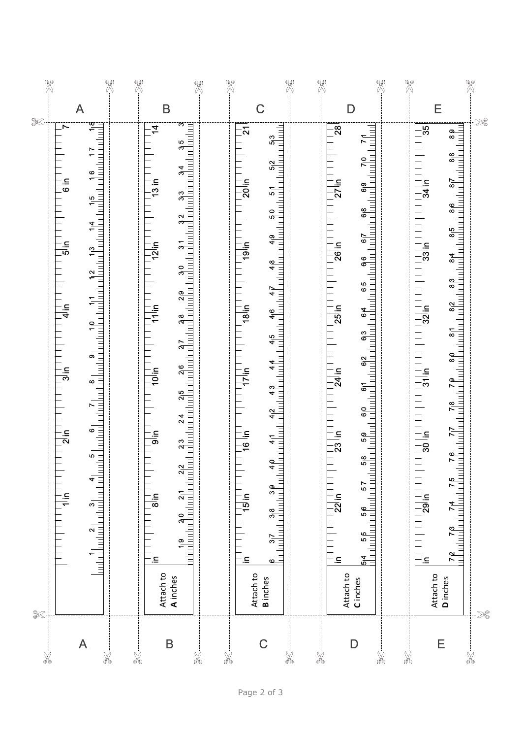A

7, 6 in, 5 in, 4 in, 3 in, 2 in, 1 in

1, 2, 3, 4, 5, 6, 7, 8, 9, 10, 11, 12, 13, 14, 15, 16, 17, 18

A

B

14, 13 in, 12 in, 11 in, 10 in, 9 in, 8 in, in

19, 20, 21, 22, 23, 24, 25, 26, 27, 28, 29, 30, 31, 32, 33, 34, 35, 3

Attach to **A** inches

B

C

21, 20 in, 19 in, 18 in, 17 in, 16 in, 15 in, in

6, 37, 38, 39, 40, 41, 42, 43, 44, 45, 46, 47, 48, 49, 50, 51, 52, 53

Attach to **B** inches

C

D

28, 27 in, 26 in, 25 in, 24 in, 23 in, 22 in, in

54, 55, 56, 57, 58, 59, 60, 61, 62, 63, 64, 65, 66, 67, 68, 69, 70, 71

Attach to **C** inches

D

E

35, 34 in, 33 in, 32 in, 31 in, 30 in, 29 in, in

72, 73, 74, 75, 76, 77, 78, 79, 80, 81, 82, 83, 84, 85, 86, 87, 88, 89

Attach to **D** inches

E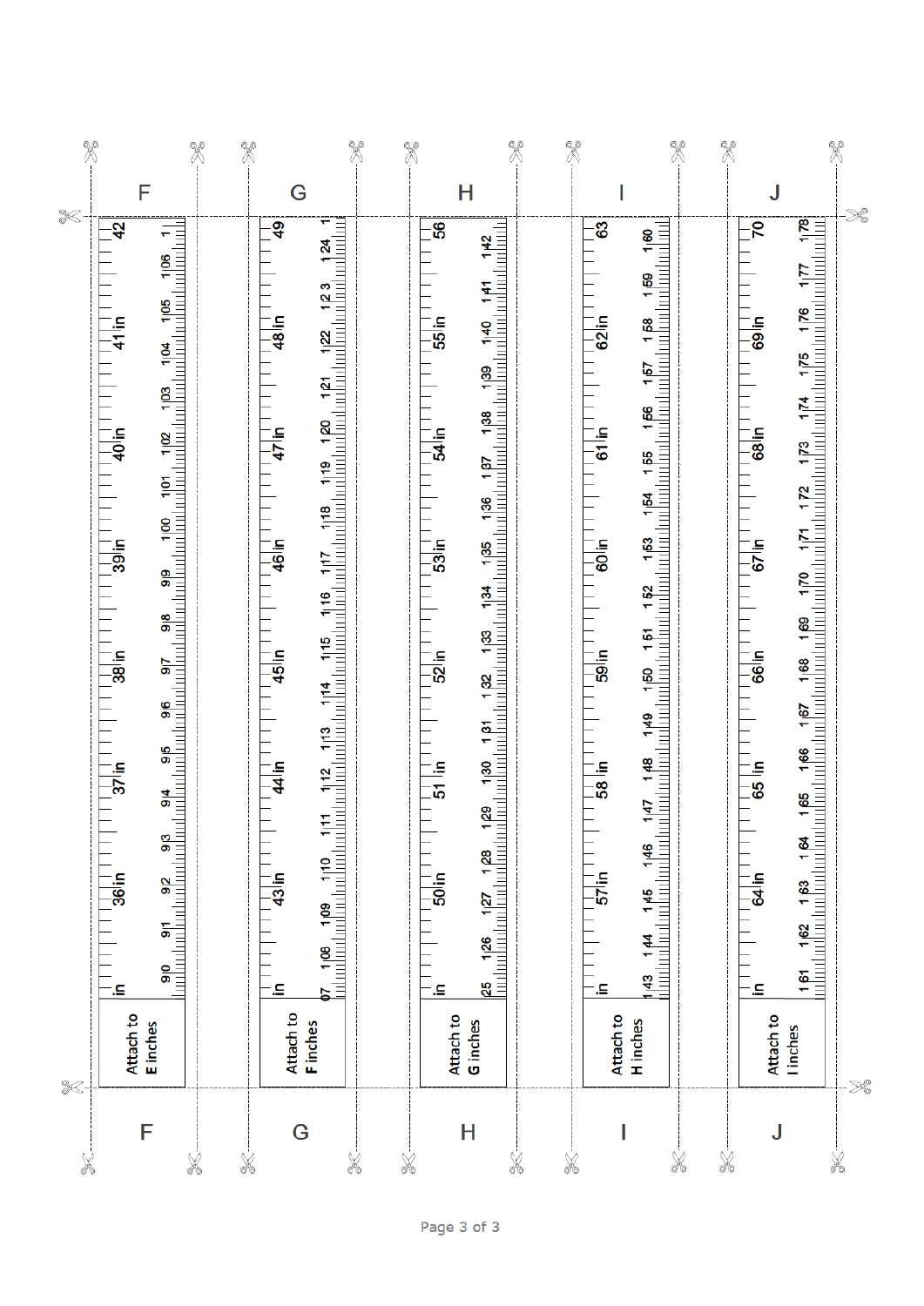F

G

H

I

J

Attach to E inches

in 36 in 37 in 38 in 39 in 40 in 41 in 42

90 91 92 93 94 95 96 97 98 99 100 101 102 103 104 105 106 1

Attach to F inches

in 43 in 44 in 45 in 46 in 47 in 48 in 49

107 108 109 110 111 112 113 114 115 116 117 118 119 120 121 122 123 124 1

Attach to G inches

in 50 in 51 in 52 in 53 in 54 in 55 in 56

125 126 127 128 129 130 131 132 133 134 135 136 137 138 139 140 141 142

Attach to H inches

in 57 in 58 in 59 in 60 in 61 in 62 in 63

143 144 145 146 147 148 149 150 151 152 153 154 155 156 157 158 159 160

Attach to I inches

in 64 in 65 in 66 in 67 in 68 in 69 in 70

161 162 163 164 165 166 167 168 169 170 171 172 173 174 175 176 177 178

F

G

H

I

J